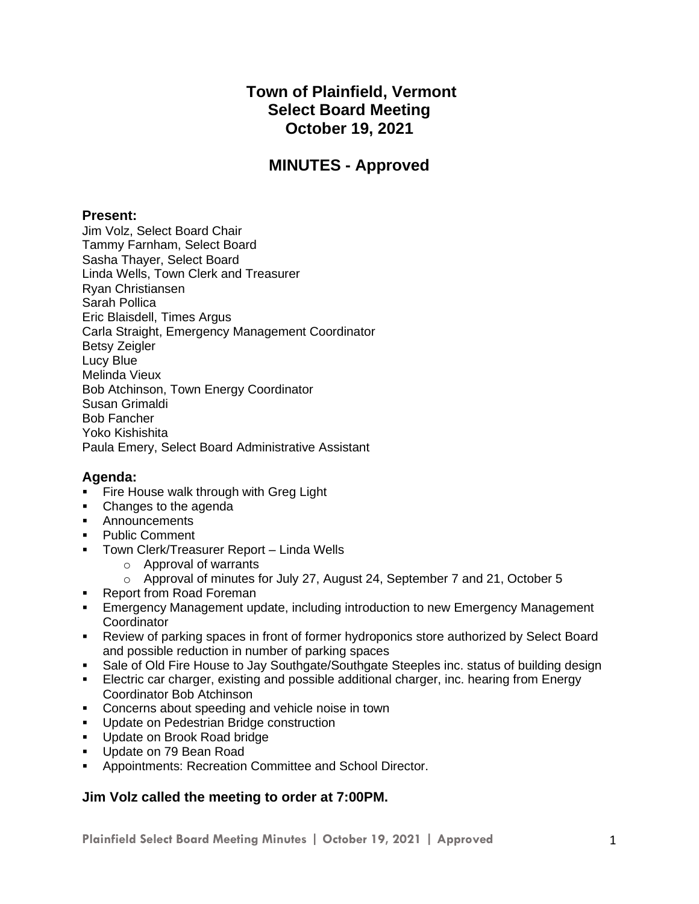# Town of Plainfield, Vermont
# Select Board Meeting
# October 19, 2021

## MINUTES - Approved

### Present:

Jim Volz, Select Board Chair
Tammy Farnham, Select Board
Sasha Thayer, Select Board
Linda Wells, Town Clerk and Treasurer
Ryan Christiansen
Sarah Pollica
Eric Blaisdell, Times Argus
Carla Straight, Emergency Management Coordinator
Betsy Zeigler
Lucy Blue
Melinda Vieux
Bob Atchinson, Town Energy Coordinator
Susan Grimaldi
Bob Fancher
Yoko Kishishita
Paula Emery, Select Board Administrative Assistant

### Agenda:

- Fire House walk through with Greg Light
- Changes to the agenda
- Announcements
- Public Comment
- Town Clerk/Treasurer Report – Linda Wells
  - Approval of warrants
  - Approval of minutes for July 27, August 24, September 7 and 21, October 5
- Report from Road Foreman
- Emergency Management update, including introduction to new Emergency Management Coordinator
- Review of parking spaces in front of former hydroponics store authorized by Select Board and possible reduction in number of parking spaces
- Sale of Old Fire House to Jay Southgate/Southgate Steeples inc. status of building design
- Electric car charger, existing and possible additional charger, inc. hearing from Energy Coordinator Bob Atchinson
- Concerns about speeding and vehicle noise in town
- Update on Pedestrian Bridge construction
- Update on Brook Road bridge
- Update on 79 Bean Road
- Appointments: Recreation Committee and School Director.

**Jim Volz called the meeting to order at 7:00PM.**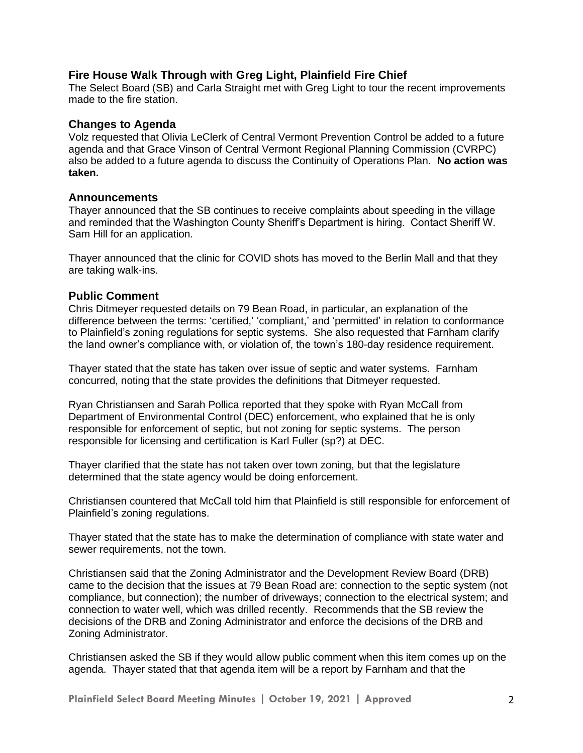## Fire House Walk Through with Greg Light, Plainfield Fire Chief

The Select Board (SB) and Carla Straight met with Greg Light to tour the recent improvements made to the fire station.

## Changes to Agenda

Volz requested that Olivia LeClerk of Central Vermont Prevention Control be added to a future agenda and that Grace Vinson of Central Vermont Regional Planning Commission (CVRPC) also be added to a future agenda to discuss the Continuity of Operations Plan. **No action was taken.**

## Announcements

Thayer announced that the SB continues to receive complaints about speeding in the village and reminded that the Washington County Sheriff's Department is hiring. Contact Sheriff W. Sam Hill for an application.

Thayer announced that the clinic for COVID shots has moved to the Berlin Mall and that they are taking walk-ins.

## Public Comment

Chris Ditmeyer requested details on 79 Bean Road, in particular, an explanation of the difference between the terms: 'certified,' 'compliant,' and 'permitted' in relation to conformance to Plainfield's zoning regulations for septic systems. She also requested that Farnham clarify the land owner's compliance with, or violation of, the town's 180-day residence requirement.

Thayer stated that the state has taken over issue of septic and water systems. Farnham concurred, noting that the state provides the definitions that Ditmeyer requested.

Ryan Christiansen and Sarah Pollica reported that they spoke with Ryan McCall from Department of Environmental Control (DEC) enforcement, who explained that he is only responsible for enforcement of septic, but not zoning for septic systems. The person responsible for licensing and certification is Karl Fuller (sp?) at DEC.

Thayer clarified that the state has not taken over town zoning, but that the legislature determined that the state agency would be doing enforcement.

Christiansen countered that McCall told him that Plainfield is still responsible for enforcement of Plainfield's zoning regulations.

Thayer stated that the state has to make the determination of compliance with state water and sewer requirements, not the town.

Christiansen said that the Zoning Administrator and the Development Review Board (DRB) came to the decision that the issues at 79 Bean Road are: connection to the septic system (not compliance, but connection); the number of driveways; connection to the electrical system; and connection to water well, which was drilled recently. Recommends that the SB review the decisions of the DRB and Zoning Administrator and enforce the decisions of the DRB and Zoning Administrator.

Christiansen asked the SB if they would allow public comment when this item comes up on the agenda. Thayer stated that that agenda item will be a report by Farnham and that the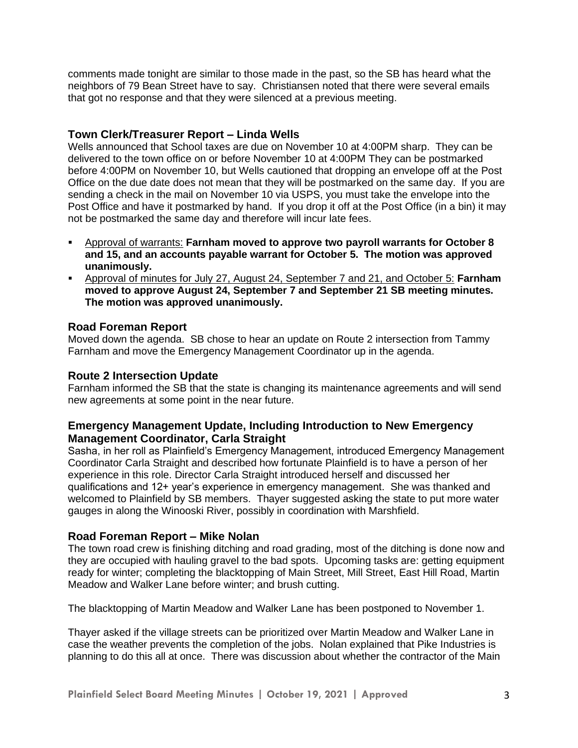comments made tonight are similar to those made in the past, so the SB has heard what the neighbors of 79 Bean Street have to say. Christiansen noted that there were several emails that got no response and that they were silenced at a previous meeting.

## Town Clerk/Treasurer Report – Linda Wells

Wells announced that School taxes are due on November 10 at 4:00PM sharp. They can be delivered to the town office on or before November 10 at 4:00PM They can be postmarked before 4:00PM on November 10, but Wells cautioned that dropping an envelope off at the Post Office on the due date does not mean that they will be postmarked on the same day. If you are sending a check in the mail on November 10 via USPS, you must take the envelope into the Post Office and have it postmarked by hand. If you drop it off at the Post Office (in a bin) it may not be postmarked the same day and therefore will incur late fees.

- Approval of warrants: **Farnham moved to approve two payroll warrants for October 8 and 15, and an accounts payable warrant for October 5. The motion was approved unanimously.**
- Approval of minutes for July 27, August 24, September 7 and 21, and October 5: **Farnham moved to approve August 24, September 7 and September 21 SB meeting minutes. The motion was approved unanimously.**

## Road Foreman Report

Moved down the agenda. SB chose to hear an update on Route 2 intersection from Tammy Farnham and move the Emergency Management Coordinator up in the agenda.

## Route 2 Intersection Update

Farnham informed the SB that the state is changing its maintenance agreements and will send new agreements at some point in the near future.

## Emergency Management Update, Including Introduction to New Emergency Management Coordinator, Carla Straight

Sasha, in her roll as Plainfield's Emergency Management, introduced Emergency Management Coordinator Carla Straight and described how fortunate Plainfield is to have a person of her experience in this role. Director Carla Straight introduced herself and discussed her qualifications and 12+ year's experience in emergency management. She was thanked and welcomed to Plainfield by SB members. Thayer suggested asking the state to put more water gauges in along the Winooski River, possibly in coordination with Marshfield.

## Road Foreman Report – Mike Nolan

The town road crew is finishing ditching and road grading, most of the ditching is done now and they are occupied with hauling gravel to the bad spots. Upcoming tasks are: getting equipment ready for winter; completing the blacktopping of Main Street, Mill Street, East Hill Road, Martin Meadow and Walker Lane before winter; and brush cutting.

The blacktopping of Martin Meadow and Walker Lane has been postponed to November 1.

Thayer asked if the village streets can be prioritized over Martin Meadow and Walker Lane in case the weather prevents the completion of the jobs. Nolan explained that Pike Industries is planning to do this all at once. There was discussion about whether the contractor of the Main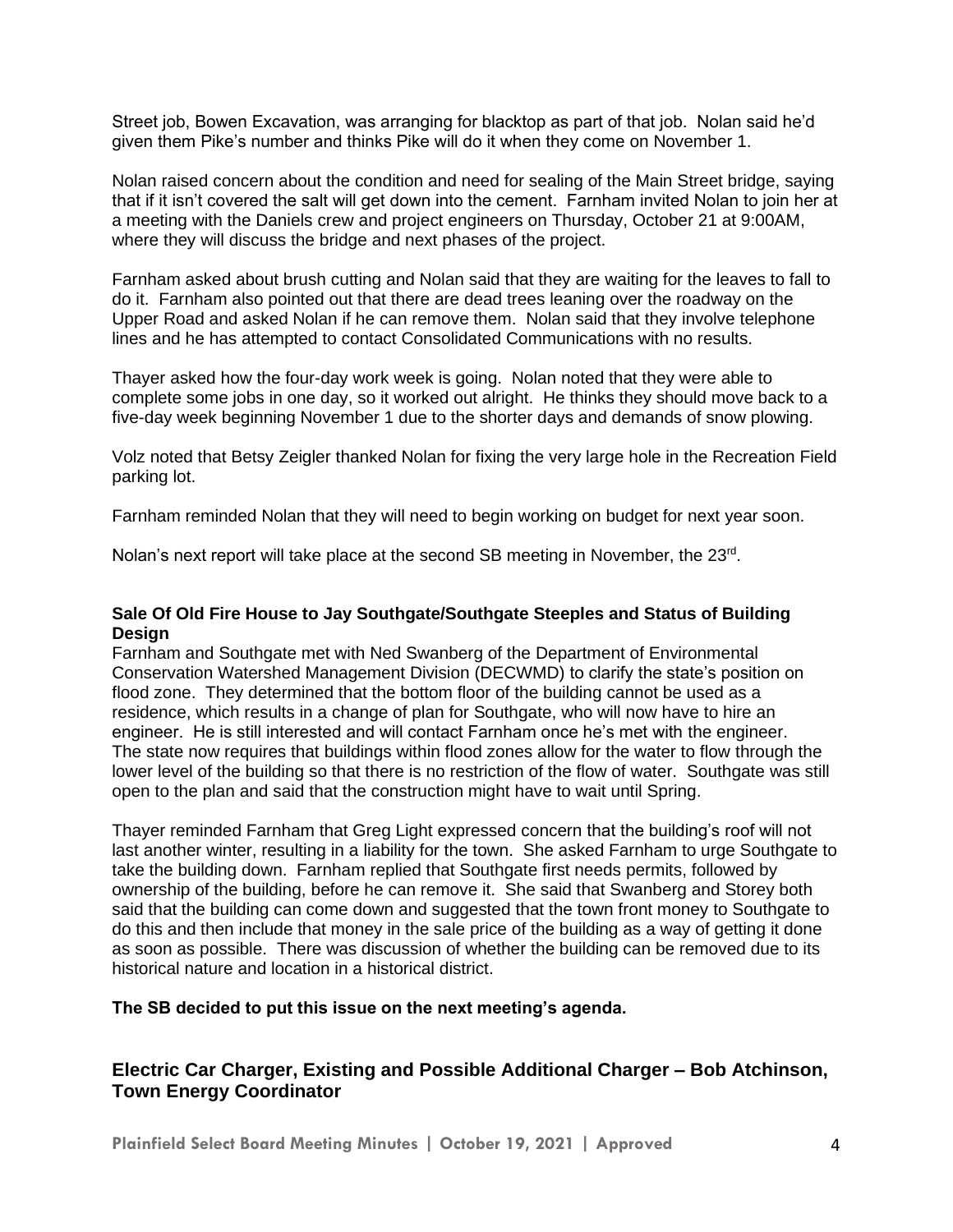Street job, Bowen Excavation, was arranging for blacktop as part of that job. Nolan said he'd given them Pike's number and thinks Pike will do it when they come on November 1.

Nolan raised concern about the condition and need for sealing of the Main Street bridge, saying that if it isn't covered the salt will get down into the cement. Farnham invited Nolan to join her at a meeting with the Daniels crew and project engineers on Thursday, October 21 at 9:00AM, where they will discuss the bridge and next phases of the project.

Farnham asked about brush cutting and Nolan said that they are waiting for the leaves to fall to do it. Farnham also pointed out that there are dead trees leaning over the roadway on the Upper Road and asked Nolan if he can remove them. Nolan said that they involve telephone lines and he has attempted to contact Consolidated Communications with no results.

Thayer asked how the four-day work week is going. Nolan noted that they were able to complete some jobs in one day, so it worked out alright. He thinks they should move back to a five-day week beginning November 1 due to the shorter days and demands of snow plowing.

Volz noted that Betsy Zeigler thanked Nolan for fixing the very large hole in the Recreation Field parking lot.

Farnham reminded Nolan that they will need to begin working on budget for next year soon.

Nolan's next report will take place at the second SB meeting in November, the 23rd.

**Sale Of Old Fire House to Jay Southgate/Southgate Steeples and Status of Building Design**

Farnham and Southgate met with Ned Swanberg of the Department of Environmental Conservation Watershed Management Division (DECWMD) to clarify the state's position on flood zone. They determined that the bottom floor of the building cannot be used as a residence, which results in a change of plan for Southgate, who will now have to hire an engineer. He is still interested and will contact Farnham once he's met with the engineer. The state now requires that buildings within flood zones allow for the water to flow through the lower level of the building so that there is no restriction of the flow of water. Southgate was still open to the plan and said that the construction might have to wait until Spring.

Thayer reminded Farnham that Greg Light expressed concern that the building's roof will not last another winter, resulting in a liability for the town. She asked Farnham to urge Southgate to take the building down. Farnham replied that Southgate first needs permits, followed by ownership of the building, before he can remove it. She said that Swanberg and Storey both said that the building can come down and suggested that the town front money to Southgate to do this and then include that money in the sale price of the building as a way of getting it done as soon as possible. There was discussion of whether the building can be removed due to its historical nature and location in a historical district.

**The SB decided to put this issue on the next meeting's agenda.**

## Electric Car Charger, Existing and Possible Additional Charger – Bob Atchinson, Town Energy Coordinator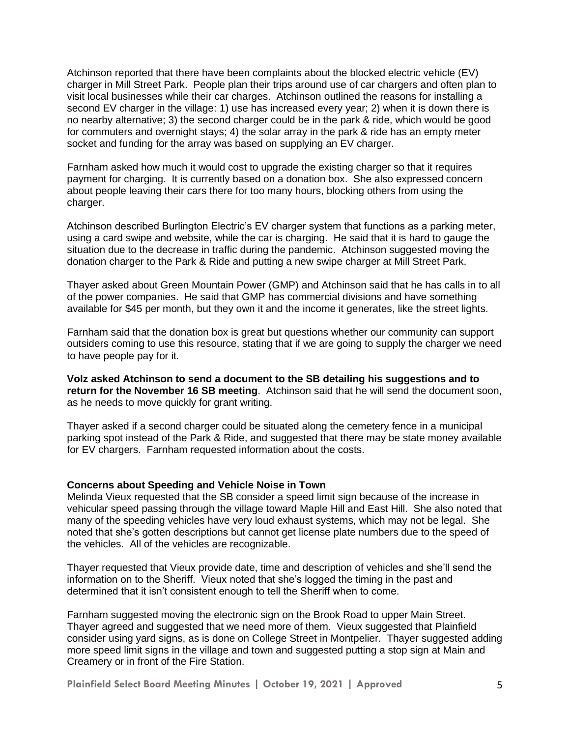Atchinson reported that there have been complaints about the blocked electric vehicle (EV) charger in Mill Street Park. People plan their trips around use of car chargers and often plan to visit local businesses while their car charges. Atchinson outlined the reasons for installing a second EV charger in the village: 1) use has increased every year; 2) when it is down there is no nearby alternative; 3) the second charger could be in the park & ride, which would be good for commuters and overnight stays; 4) the solar array in the park & ride has an empty meter socket and funding for the array was based on supplying an EV charger.

Farnham asked how much it would cost to upgrade the existing charger so that it requires payment for charging. It is currently based on a donation box. She also expressed concern about people leaving their cars there for too many hours, blocking others from using the charger.

Atchinson described Burlington Electric's EV charger system that functions as a parking meter, using a card swipe and website, while the car is charging. He said that it is hard to gauge the situation due to the decrease in traffic during the pandemic. Atchinson suggested moving the donation charger to the Park & Ride and putting a new swipe charger at Mill Street Park.

Thayer asked about Green Mountain Power (GMP) and Atchinson said that he has calls in to all of the power companies. He said that GMP has commercial divisions and have something available for $45 per month, but they own it and the income it generates, like the street lights.

Farnham said that the donation box is great but questions whether our community can support outsiders coming to use this resource, stating that if we are going to supply the charger we need to have people pay for it.

**Volz asked Atchinson to send a document to the SB detailing his suggestions and to return for the November 16 SB meeting**. Atchinson said that he will send the document soon, as he needs to move quickly for grant writing.

Thayer asked if a second charger could be situated along the cemetery fence in a municipal parking spot instead of the Park & Ride, and suggested that there may be state money available for EV chargers. Farnham requested information about the costs.

**Concerns about Speeding and Vehicle Noise in Town**

Melinda Vieux requested that the SB consider a speed limit sign because of the increase in vehicular speed passing through the village toward Maple Hill and East Hill. She also noted that many of the speeding vehicles have very loud exhaust systems, which may not be legal. She noted that she's gotten descriptions but cannot get license plate numbers due to the speed of the vehicles. All of the vehicles are recognizable.

Thayer requested that Vieux provide date, time and description of vehicles and she'll send the information on to the Sheriff. Vieux noted that she's logged the timing in the past and determined that it isn't consistent enough to tell the Sheriff when to come.

Farnham suggested moving the electronic sign on the Brook Road to upper Main Street. Thayer agreed and suggested that we need more of them. Vieux suggested that Plainfield consider using yard signs, as is done on College Street in Montpelier. Thayer suggested adding more speed limit signs in the village and town and suggested putting a stop sign at Main and Creamery or in front of the Fire Station.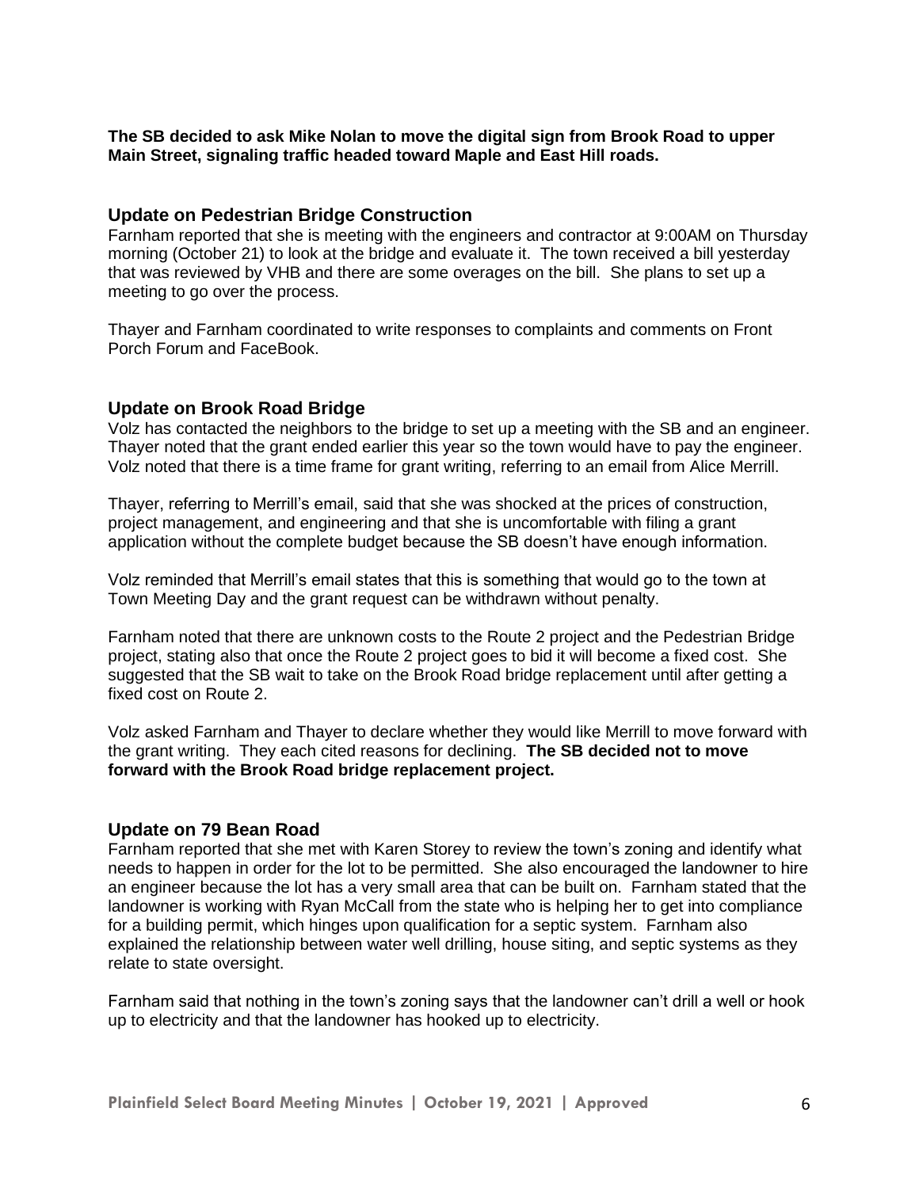**The SB decided to ask Mike Nolan to move the digital sign from Brook Road to upper Main Street, signaling traffic headed toward Maple and East Hill roads.**

## Update on Pedestrian Bridge Construction

Farnham reported that she is meeting with the engineers and contractor at 9:00AM on Thursday morning (October 21) to look at the bridge and evaluate it. The town received a bill yesterday that was reviewed by VHB and there are some overages on the bill. She plans to set up a meeting to go over the process.

Thayer and Farnham coordinated to write responses to complaints and comments on Front Porch Forum and FaceBook.

## Update on Brook Road Bridge

Volz has contacted the neighbors to the bridge to set up a meeting with the SB and an engineer. Thayer noted that the grant ended earlier this year so the town would have to pay the engineer. Volz noted that there is a time frame for grant writing, referring to an email from Alice Merrill.

Thayer, referring to Merrill's email, said that she was shocked at the prices of construction, project management, and engineering and that she is uncomfortable with filing a grant application without the complete budget because the SB doesn't have enough information.

Volz reminded that Merrill's email states that this is something that would go to the town at Town Meeting Day and the grant request can be withdrawn without penalty.

Farnham noted that there are unknown costs to the Route 2 project and the Pedestrian Bridge project, stating also that once the Route 2 project goes to bid it will become a fixed cost. She suggested that the SB wait to take on the Brook Road bridge replacement until after getting a fixed cost on Route 2.

Volz asked Farnham and Thayer to declare whether they would like Merrill to move forward with the grant writing. They each cited reasons for declining. **The SB decided not to move forward with the Brook Road bridge replacement project.**

## Update on 79 Bean Road

Farnham reported that she met with Karen Storey to review the town's zoning and identify what needs to happen in order for the lot to be permitted. She also encouraged the landowner to hire an engineer because the lot has a very small area that can be built on. Farnham stated that the landowner is working with Ryan McCall from the state who is helping her to get into compliance for a building permit, which hinges upon qualification for a septic system. Farnham also explained the relationship between water well drilling, house siting, and septic systems as they relate to state oversight.

Farnham said that nothing in the town's zoning says that the landowner can't drill a well or hook up to electricity and that the landowner has hooked up to electricity.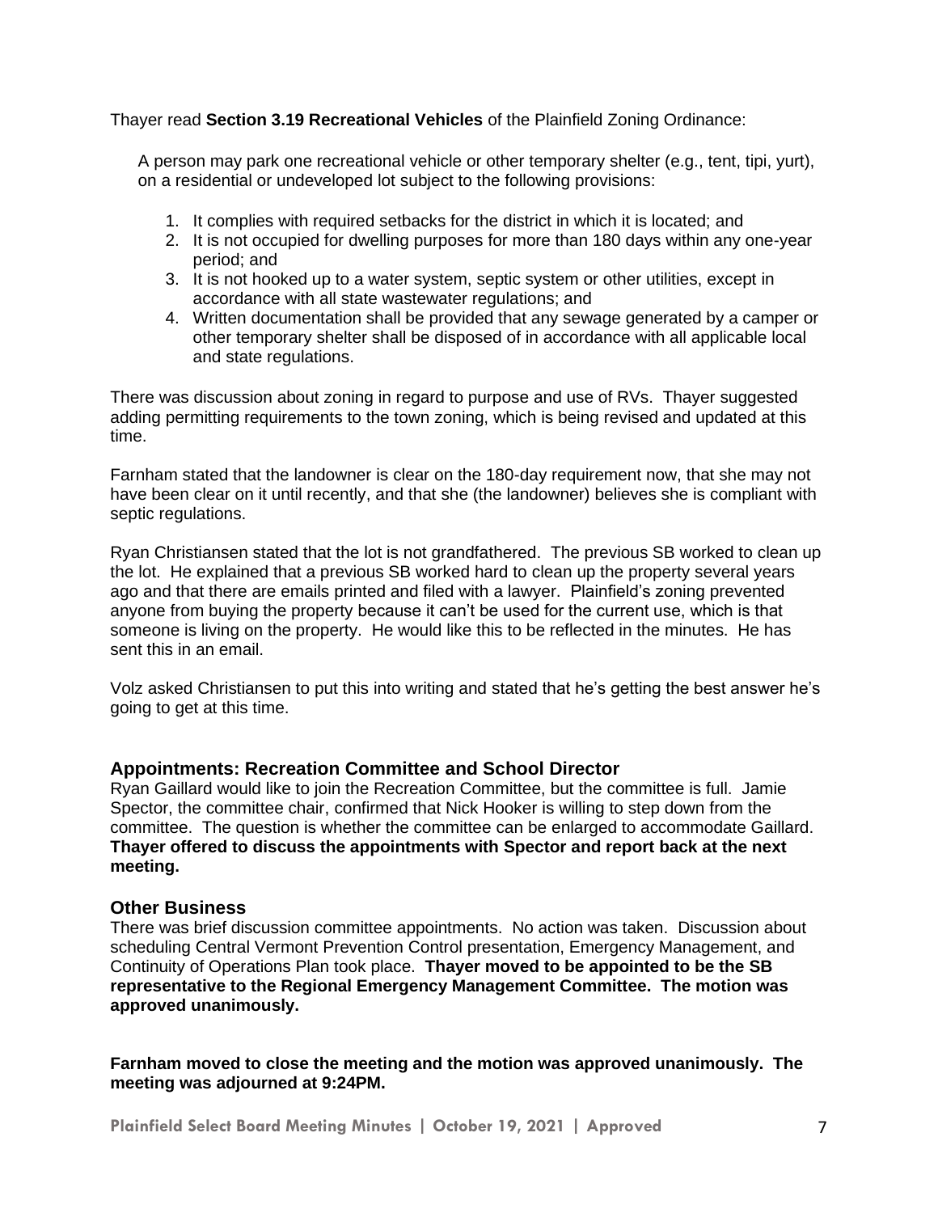Thayer read **Section 3.19 Recreational Vehicles** of the Plainfield Zoning Ordinance:

> A person may park one recreational vehicle or other temporary shelter (e.g., tent, tipi, yurt), on a residential or undeveloped lot subject to the following provisions:
>
> 1. It complies with required setbacks for the district in which it is located; and
> 2. It is not occupied for dwelling purposes for more than 180 days within any one-year period; and
> 3. It is not hooked up to a water system, septic system or other utilities, except in accordance with all state wastewater regulations; and
> 4. Written documentation shall be provided that any sewage generated by a camper or other temporary shelter shall be disposed of in accordance with all applicable local and state regulations.

There was discussion about zoning in regard to purpose and use of RVs. Thayer suggested adding permitting requirements to the town zoning, which is being revised and updated at this time.

Farnham stated that the landowner is clear on the 180-day requirement now, that she may not have been clear on it until recently, and that she (the landowner) believes she is compliant with septic regulations.

Ryan Christiansen stated that the lot is not grandfathered. The previous SB worked to clean up the lot. He explained that a previous SB worked hard to clean up the property several years ago and that there are emails printed and filed with a lawyer. Plainfield's zoning prevented anyone from buying the property because it can't be used for the current use, which is that someone is living on the property. He would like this to be reflected in the minutes. He has sent this in an email.

Volz asked Christiansen to put this into writing and stated that he's getting the best answer he's going to get at this time.

## Appointments: Recreation Committee and School Director

Ryan Gaillard would like to join the Recreation Committee, but the committee is full. Jamie Spector, the committee chair, confirmed that Nick Hooker is willing to step down from the committee. The question is whether the committee can be enlarged to accommodate Gaillard. **Thayer offered to discuss the appointments with Spector and report back at the next meeting.**

## Other Business

There was brief discussion committee appointments. No action was taken. Discussion about scheduling Central Vermont Prevention Control presentation, Emergency Management, and Continuity of Operations Plan took place. **Thayer moved to be appointed to be the SB representative to the Regional Emergency Management Committee. The motion was approved unanimously.**

**Farnham moved to close the meeting and the motion was approved unanimously. The meeting was adjourned at 9:24PM.**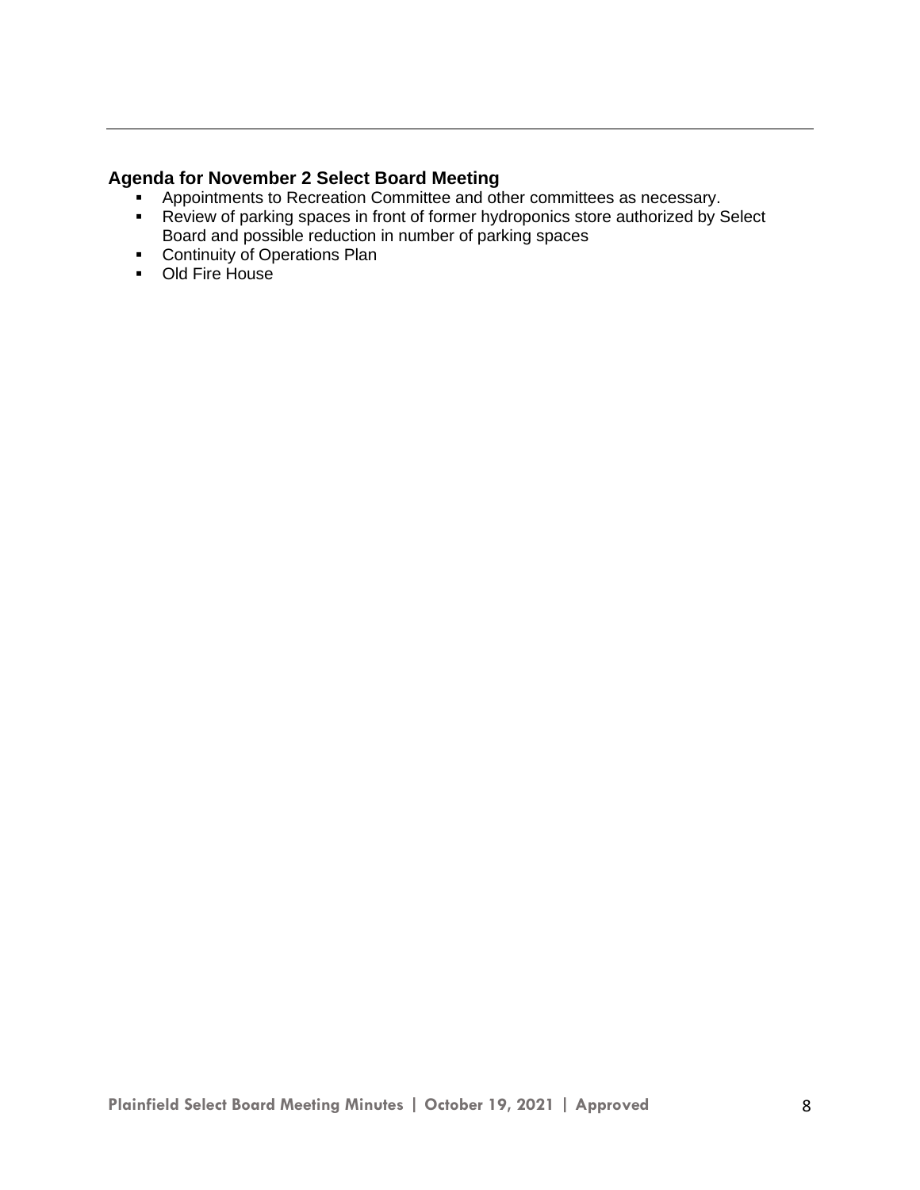### Agenda for November 2 Select Board Meeting

- Appointments to Recreation Committee and other committees as necessary.
- Review of parking spaces in front of former hydroponics store authorized by Select Board and possible reduction in number of parking spaces
- Continuity of Operations Plan
- Old Fire House